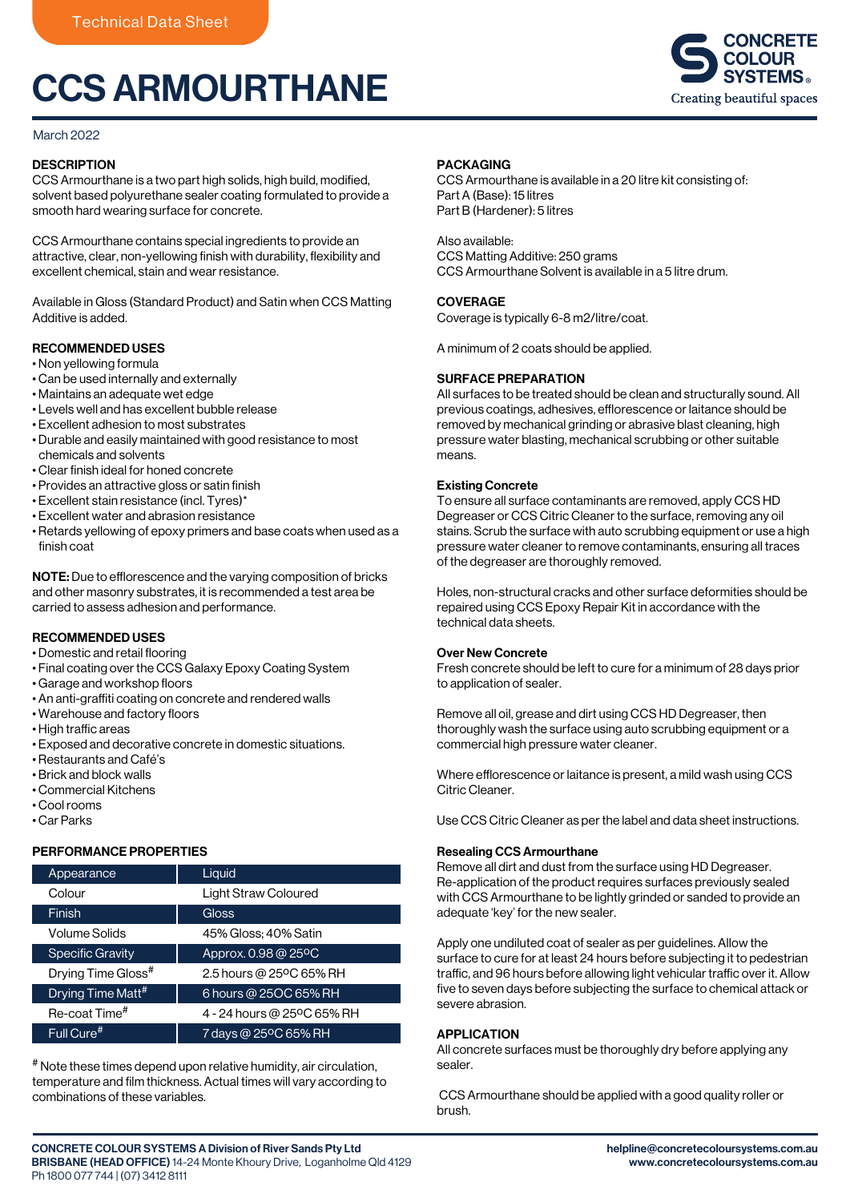Technical Data Sheet

# CCS ARMOURTHANE

CONCRETE COLOUR SYSTEMS®
Creating beautiful spaces

March 2022

## DESCRIPTION

CCS Armourthane is a two part high solids, high build, modified, solvent based polyurethane sealer coating formulated to provide a smooth hard wearing surface for concrete.

CCS Armourthane contains special ingredients to provide an attractive, clear, non-yellowing finish with durability, flexibility and excellent chemical, stain and wear resistance.

Available in Gloss (Standard Product) and Satin when CCS Matting Additive is added.

## RECOMMENDED USES

- Non yellowing formula
- Can be used internally and externally
- Maintains an adequate wet edge
- Levels well and has excellent bubble release
- Excellent adhesion to most substrates
- Durable and easily maintained with good resistance to most chemicals and solvents
- Clear finish ideal for honed concrete
- Provides an attractive gloss or satin finish
- Excellent stain resistance (incl. Tyres)*
- Excellent water and abrasion resistance
- Retards yellowing of epoxy primers and base coats when used as a finish coat

**NOTE:** Due to efflorescence and the varying composition of bricks and other masonry substrates, it is recommended a test area be carried to assess adhesion and performance.

## RECOMMENDED USES

- Domestic and retail flooring
- Final coating over the CCS Galaxy Epoxy Coating System
- Garage and workshop floors
- An anti-graffiti coating on concrete and rendered walls
- Warehouse and factory floors
- High traffic areas
- Exposed and decorative concrete in domestic situations.
- Restaurants and Café's
- Brick and block walls
- Commercial Kitchens
- Cool rooms
- Car Parks

## PERFORMANCE PROPERTIES

| | |
|---|---|
| Appearance | Liquid |
| Colour | Light Straw Coloured |
| Finish | Gloss |
| Volume Solids | 45% Gloss; 40% Satin |
| Specific Gravity | Approx. 0.98 @ 25ºC |
| Drying Time Gloss# | 2.5 hours @ 25ºC 65% RH |
| Drying Time Matt# | 6 hours @ 25OC 65% RH |
| Re-coat Time# | 4 - 24 hours @ 25ºC 65% RH |
| Full Cure# | 7 days @ 25ºC 65% RH |

# Note these times depend upon relative humidity, air circulation, temperature and film thickness. Actual times will vary according to combinations of these variables.

## PACKAGING

CCS Armourthane is available in a 20 litre kit consisting of:
Part A (Base): 15 litres
Part B (Hardener): 5 litres

Also available:
CCS Matting Additive: 250 grams
CCS Armourthane Solvent is available in a 5 litre drum.

## COVERAGE

Coverage is typically 6-8 m2/litre/coat.

A minimum of 2 coats should be applied.

## SURFACE PREPARATION

All surfaces to be treated should be clean and structurally sound. All previous coatings, adhesives, efflorescence or laitance should be removed by mechanical grinding or abrasive blast cleaning, high pressure water blasting, mechanical scrubbing or other suitable means.

### Existing Concrete

To ensure all surface contaminants are removed, apply CCS HD Degreaser or CCS Citric Cleaner to the surface, removing any oil stains. Scrub the surface with auto scrubbing equipment or use a high pressure water cleaner to remove contaminants, ensuring all traces of the degreaser are thoroughly removed.

Holes, non-structural cracks and other surface deformities should be repaired using CCS Epoxy Repair Kit in accordance with the technical data sheets.

### Over New Concrete

Fresh concrete should be left to cure for a minimum of 28 days prior to application of sealer.

Remove all oil, grease and dirt using CCS HD Degreaser, then thoroughly wash the surface using auto scrubbing equipment or a commercial high pressure water cleaner.

Where efflorescence or laitance is present, a mild wash using CCS Citric Cleaner.

Use CCS Citric Cleaner as per the label and data sheet instructions.

### Resealing CCS Armourthane

Remove all dirt and dust from the surface using HD Degreaser. Re-application of the product requires surfaces previously sealed with CCS Armourthane to be lightly grinded or sanded to provide an adequate 'key' for the new sealer.

Apply one undiluted coat of sealer as per guidelines. Allow the surface to cure for at least 24 hours before subjecting it to pedestrian traffic, and 96 hours before allowing light vehicular traffic over it. Allow five to seven days before subjecting the surface to chemical attack or severe abrasion.

## APPLICATION

All concrete surfaces must be thoroughly dry before applying any sealer.

CCS Armourthane should be applied with a good quality roller or brush.

**CONCRETE COLOUR SYSTEMS A Division of River Sands Pty Ltd**
**BRISBANE (HEAD OFFICE)** 14-24 Monte Khoury Drive, Loganholme Qld 4129
Ph 1800 077 744 | (07) 3412 8111

**helpline@concretecoloursystems.com.au**
**www.concretecoloursystems.com.au**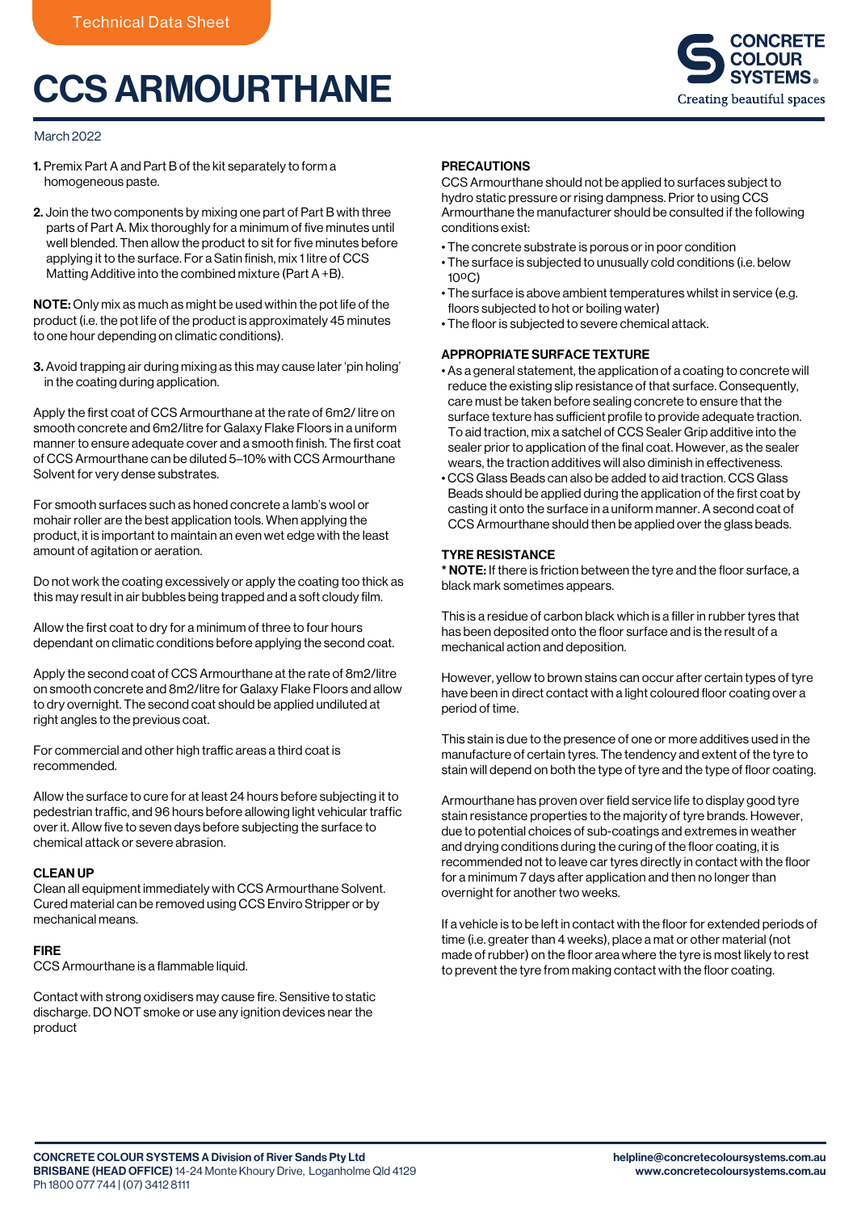Technical Data Sheet

# CCS ARMOURTHANE

March 2022

**1.** Premix Part A and Part B of the kit separately to form a homogeneous paste.

**2.** Join the two components by mixing one part of Part B with three parts of Part A. Mix thoroughly for a minimum of five minutes until well blended. Then allow the product to sit for five minutes before applying it to the surface. For a Satin finish, mix 1 litre of CCS Matting Additive into the combined mixture (Part A +B).

**NOTE:** Only mix as much as might be used within the pot life of the product (i.e. the pot life of the product is approximately 45 minutes to one hour depending on climatic conditions).

**3.** Avoid trapping air during mixing as this may cause later 'pin holing' in the coating during application.

Apply the first coat of CCS Armourthane at the rate of 6m2/ litre on smooth concrete and 6m2/litre for Galaxy Flake Floors in a uniform manner to ensure adequate cover and a smooth finish. The first coat of CCS Armourthane can be diluted 5–10% with CCS Armourthane Solvent for very dense substrates.

For smooth surfaces such as honed concrete a lamb's wool or mohair roller are the best application tools. When applying the product, it is important to maintain an even wet edge with the least amount of agitation or aeration.

Do not work the coating excessively or apply the coating too thick as this may result in air bubbles being trapped and a soft cloudy film.

Allow the first coat to dry for a minimum of three to four hours dependant on climatic conditions before applying the second coat.

Apply the second coat of CCS Armourthane at the rate of 8m2/litre on smooth concrete and 8m2/litre for Galaxy Flake Floors and allow to dry overnight. The second coat should be applied undiluted at right angles to the previous coat.

For commercial and other high traffic areas a third coat is recommended.

Allow the surface to cure for at least 24 hours before subjecting it to pedestrian traffic, and 96 hours before allowing light vehicular traffic over it. Allow five to seven days before subjecting the surface to chemical attack or severe abrasion.

## CLEAN UP

Clean all equipment immediately with CCS Armourthane Solvent. Cured material can be removed using CCS Enviro Stripper or by mechanical means.

## FIRE

CCS Armourthane is a flammable liquid.

Contact with strong oxidisers may cause fire. Sensitive to static discharge. DO NOT smoke or use any ignition devices near the product

## PRECAUTIONS

CCS Armourthane should not be applied to surfaces subject to hydro static pressure or rising dampness. Prior to using CCS Armourthane the manufacturer should be consulted if the following conditions exist:

- The concrete substrate is porous or in poor condition
- The surface is subjected to unusually cold conditions (i.e. below 10ºC)
- The surface is above ambient temperatures whilst in service (e.g. floors subjected to hot or boiling water)
- The floor is subjected to severe chemical attack.

## APPROPRIATE SURFACE TEXTURE

- As a general statement, the application of a coating to concrete will reduce the existing slip resistance of that surface. Consequently, care must be taken before sealing concrete to ensure that the surface texture has sufficient profile to provide adequate traction. To aid traction, mix a satchel of CCS Sealer Grip additive into the sealer prior to application of the final coat. However, as the sealer wears, the traction additives will also diminish in effectiveness.
- CCS Glass Beads can also be added to aid traction. CCS Glass Beads should be applied during the application of the first coat by casting it onto the surface in a uniform manner. A second coat of CCS Armourthane should then be applied over the glass beads.

## TYRE RESISTANCE

**\* NOTE:** If there is friction between the tyre and the floor surface, a black mark sometimes appears.

This is a residue of carbon black which is a filler in rubber tyres that has been deposited onto the floor surface and is the result of a mechanical action and deposition.

However, yellow to brown stains can occur after certain types of tyre have been in direct contact with a light coloured floor coating over a period of time.

This stain is due to the presence of one or more additives used in the manufacture of certain tyres. The tendency and extent of the tyre to stain will depend on both the type of tyre and the type of floor coating.

Armourthane has proven over field service life to display good tyre stain resistance properties to the majority of tyre brands. However, due to potential choices of sub-coatings and extremes in weather and drying conditions during the curing of the floor coating, it is recommended not to leave car tyres directly in contact with the floor for a minimum 7 days after application and then no longer than overnight for another two weeks.

If a vehicle is to be left in contact with the floor for extended periods of time (i.e. greater than 4 weeks), place a mat or other material (not made of rubber) on the floor area where the tyre is most likely to rest to prevent the tyre from making contact with the floor coating.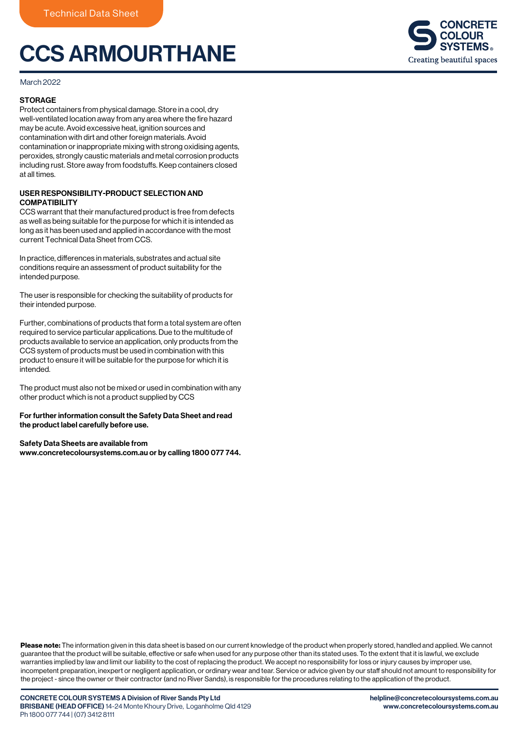Technical Data Sheet

# CCS ARMOURTHANE

March 2022

**STORAGE**

Protect containers from physical damage. Store in a cool, dry well-ventilated location away from any area where the fire hazard may be acute. Avoid excessive heat, ignition sources and contamination with dirt and other foreign materials. Avoid contamination or inappropriate mixing with strong oxidising agents, peroxides, strongly caustic materials and metal corrosion products including rust. Store away from foodstuffs. Keep containers closed at all times.

**USER RESPONSIBILITY-PRODUCT SELECTION AND COMPATIBILITY**

CCS warrant that their manufactured product is free from defects as well as being suitable for the purpose for which it is intended as long as it has been used and applied in accordance with the most current Technical Data Sheet from CCS.

In practice, differences in materials, substrates and actual site conditions require an assessment of product suitability for the intended purpose.

The user is responsible for checking the suitability of products for their intended purpose.

Further, combinations of products that form a total system are often required to service particular applications. Due to the multitude of products available to service an application, only products from the CCS system of products must be used in combination with this product to ensure it will be suitable for the purpose for which it is intended.

The product must also not be mixed or used in combination with any other product which is not a product supplied by CCS

**For further information consult the Safety Data Sheet and read the product label carefully before use.**

**Safety Data Sheets are available from www.concretecoloursystems.com.au or by calling 1800 077 744.**

**Please note:** The information given in this data sheet is based on our current knowledge of the product when properly stored, handled and applied. We cannot guarantee that the product will be suitable, effective or safe when used for any purpose other than its stated uses. To the extent that it is lawful, we exclude warranties implied by law and limit our liability to the cost of replacing the product. We accept no responsibility for loss or injury causes by improper use, incompetent preparation, inexpert or negligent application, or ordinary wear and tear. Service or advice given by our staff should not amount to responsibility for the project - since the owner or their contractor (and no River Sands), is responsible for the procedures relating to the application of the product.

**CONCRETE COLOUR SYSTEMS A Division of River Sands Pty Ltd**
**BRISBANE (HEAD OFFICE)** 14-24 Monte Khoury Drive, Loganholme Qld 4129
Ph 1800 077 744 | (07) 3412 8111

**helpline@concretecoloursystems.com.au**
**www.concretecoloursystems.com.au**